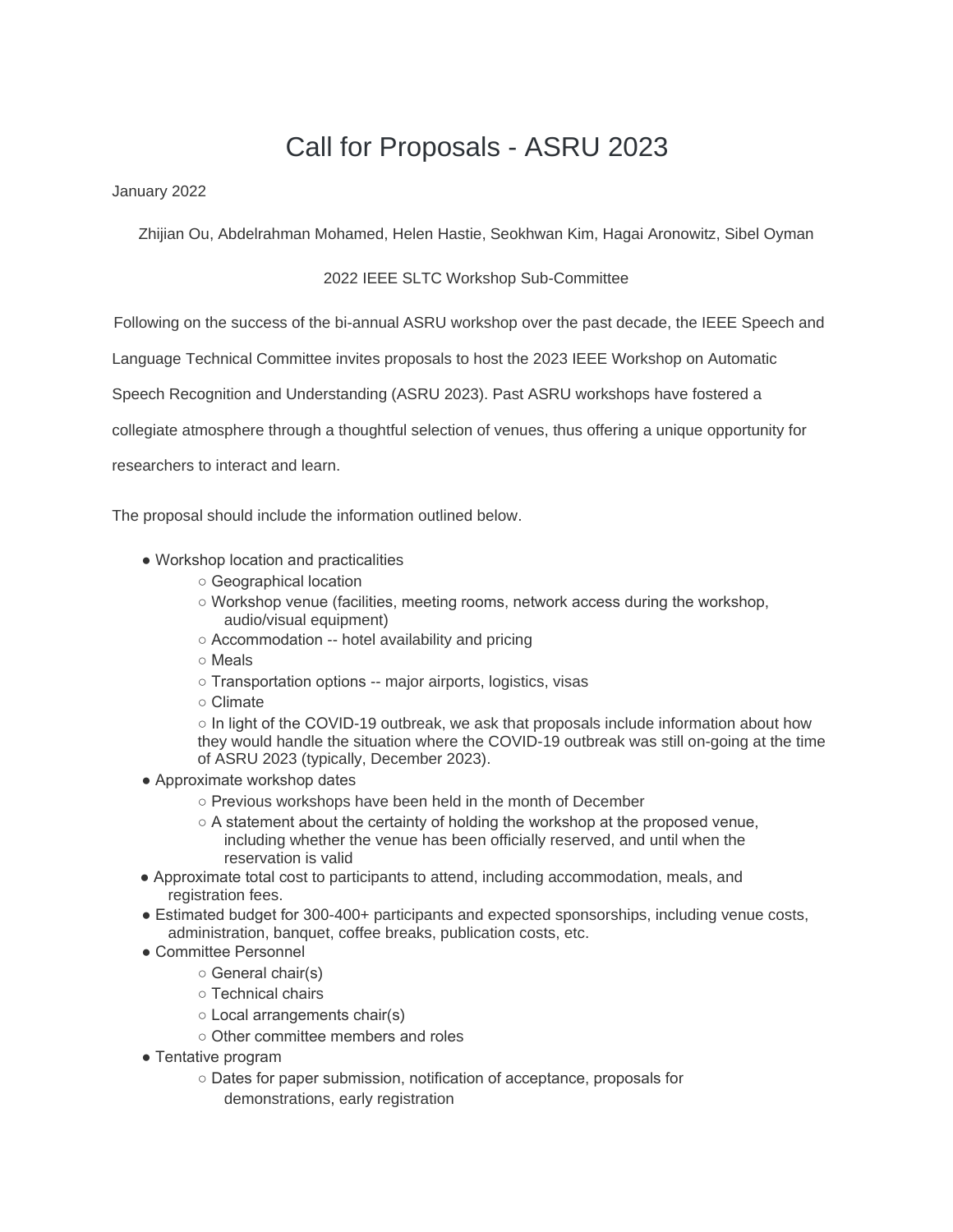# Call for Proposals - ASRU 2023

January 2022

Zhijian Ou, Abdelrahman Mohamed, Helen Hastie, Seokhwan Kim, Hagai Aronowitz, Sibel Oyman

2022 IEEE SLTC Workshop Sub-Committee

Following on the success of the bi-annual ASRU workshop over the past decade, the IEEE Speech and Language Technical Committee invites proposals to host the 2023 IEEE Workshop on Automatic Speech Recognition and Understanding (ASRU 2023). Past ASRU workshops have fostered a collegiate atmosphere through a thoughtful selection of venues, thus offering a unique opportunity for researchers to interact and learn.

The proposal should include the information outlined below.

- Workshop location and practicalities
  - Geographical location
  - Workshop venue (facilities, meeting rooms, network access during the workshop, audio/visual equipment)
  - Accommodation -- hotel availability and pricing
  - Meals
  - Transportation options -- major airports, logistics, visas
  - Climate
  - In light of the COVID-19 outbreak, we ask that proposals include information about how they would handle the situation where the COVID-19 outbreak was still on-going at the time of ASRU 2023 (typically, December 2023).
- Approximate workshop dates
  - Previous workshops have been held in the month of December
  - A statement about the certainty of holding the workshop at the proposed venue, including whether the venue has been officially reserved, and until when the reservation is valid
- Approximate total cost to participants to attend, including accommodation, meals, and registration fees.
- Estimated budget for 300-400+ participants and expected sponsorships, including venue costs, administration, banquet, coffee breaks, publication costs, etc.
- Committee Personnel
  - General chair(s)
  - Technical chairs
  - Local arrangements chair(s)
  - Other committee members and roles
- Tentative program
  - Dates for paper submission, notification of acceptance, proposals for demonstrations, early registration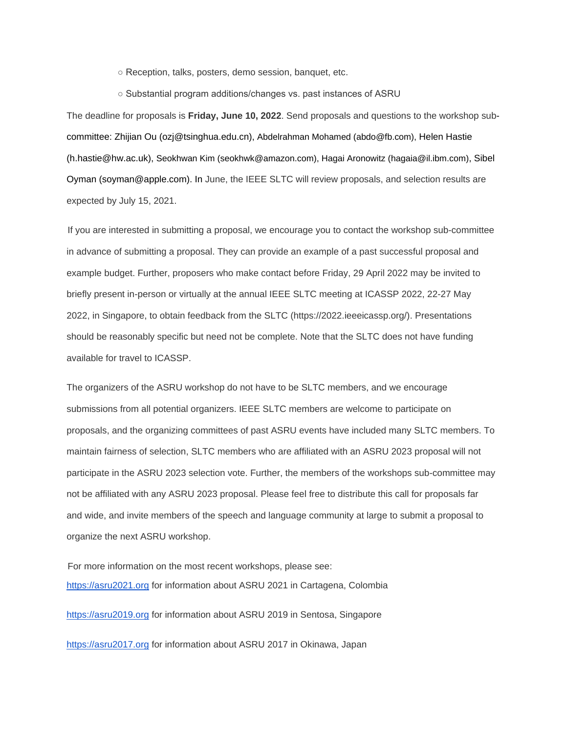- Reception, talks, posters, demo session, banquet, etc.
  - Substantial program additions/changes vs. past instances of ASRU

The deadline for proposals is **Friday, June 10, 2022**. Send proposals and questions to the workshop sub-committee: Zhijian Ou (ozj@tsinghua.edu.cn), Abdelrahman Mohamed (abdo@fb.com), Helen Hastie (h.hastie@hw.ac.uk), Seokhwan Kim (seokhwk@amazon.com), Hagai Aronowitz (hagaia@il.ibm.com), Sibel Oyman (soyman@apple.com). In June, the IEEE SLTC will review proposals, and selection results are expected by July 15, 2021.

If you are interested in submitting a proposal, we encourage you to contact the workshop sub-committee in advance of submitting a proposal. They can provide an example of a past successful proposal and example budget. Further, proposers who make contact before Friday, 29 April 2022 may be invited to briefly present in-person or virtually at the annual IEEE SLTC meeting at ICASSP 2022, 22-27 May 2022, in Singapore, to obtain feedback from the SLTC (https://2022.ieeeicassp.org/). Presentations should be reasonably specific but need not be complete. Note that the SLTC does not have funding available for travel to ICASSP.

The organizers of the ASRU workshop do not have to be SLTC members, and we encourage submissions from all potential organizers. IEEE SLTC members are welcome to participate on proposals, and the organizing committees of past ASRU events have included many SLTC members. To maintain fairness of selection, SLTC members who are affiliated with an ASRU 2023 proposal will not participate in the ASRU 2023 selection vote. Further, the members of the workshops sub-committee may not be affiliated with any ASRU 2023 proposal. Please feel free to distribute this call for proposals far and wide, and invite members of the speech and language community at large to submit a proposal to organize the next ASRU workshop.

For more information on the most recent workshops, please see:

https://asru2021.org for information about ASRU 2021 in Cartagena, Colombia

https://asru2019.org for information about ASRU 2019 in Sentosa, Singapore

https://asru2017.org for information about ASRU 2017 in Okinawa, Japan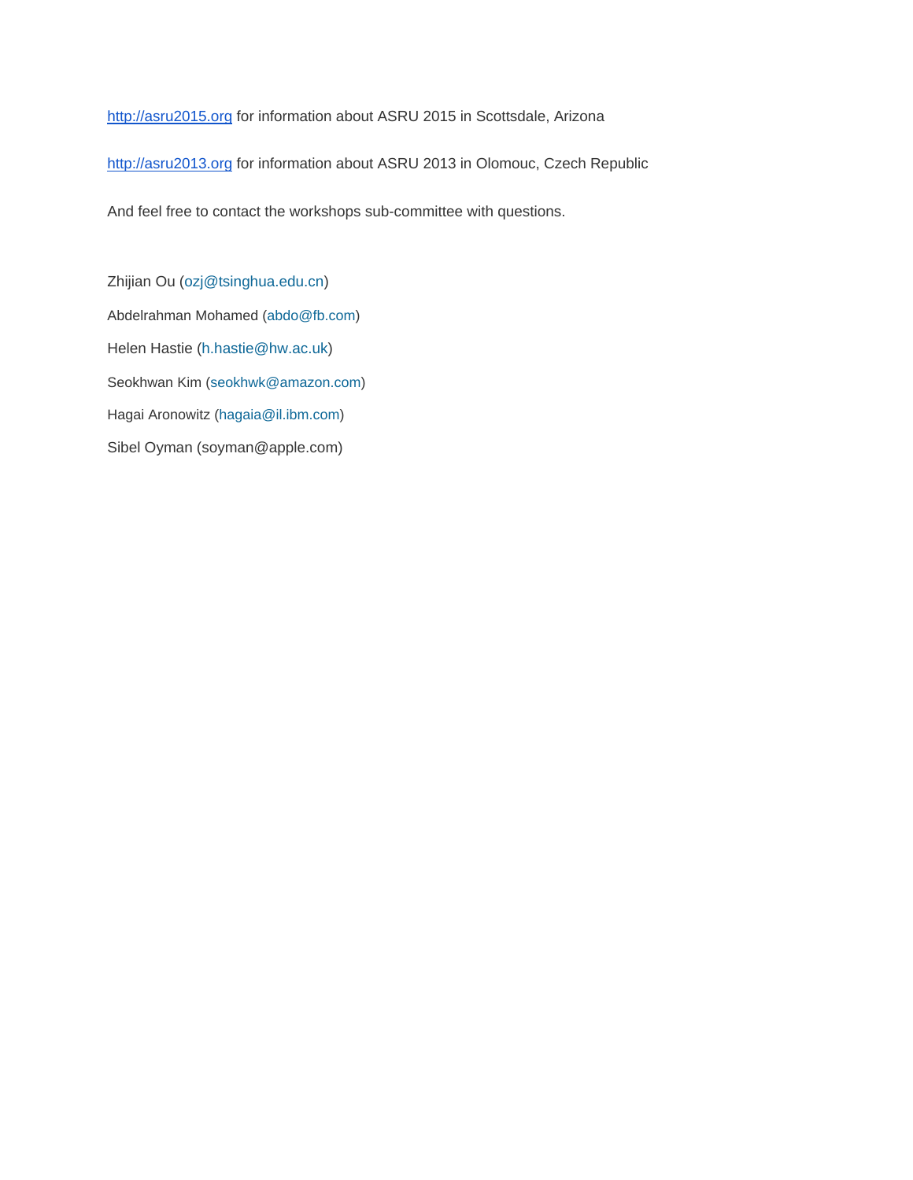http://asru2015.org for information about ASRU 2015 in Scottsdale, Arizona

http://asru2013.org for information about ASRU 2013 in Olomouc, Czech Republic

And feel free to contact the workshops sub-committee with questions.

Zhijian Ou (ozj@tsinghua.edu.cn)

Abdelrahman Mohamed (abdo@fb.com)

Helen Hastie (h.hastie@hw.ac.uk)

Seokhwan Kim (seokhwk@amazon.com)

Hagai Aronowitz (hagaia@il.ibm.com)

Sibel Oyman (soyman@apple.com)